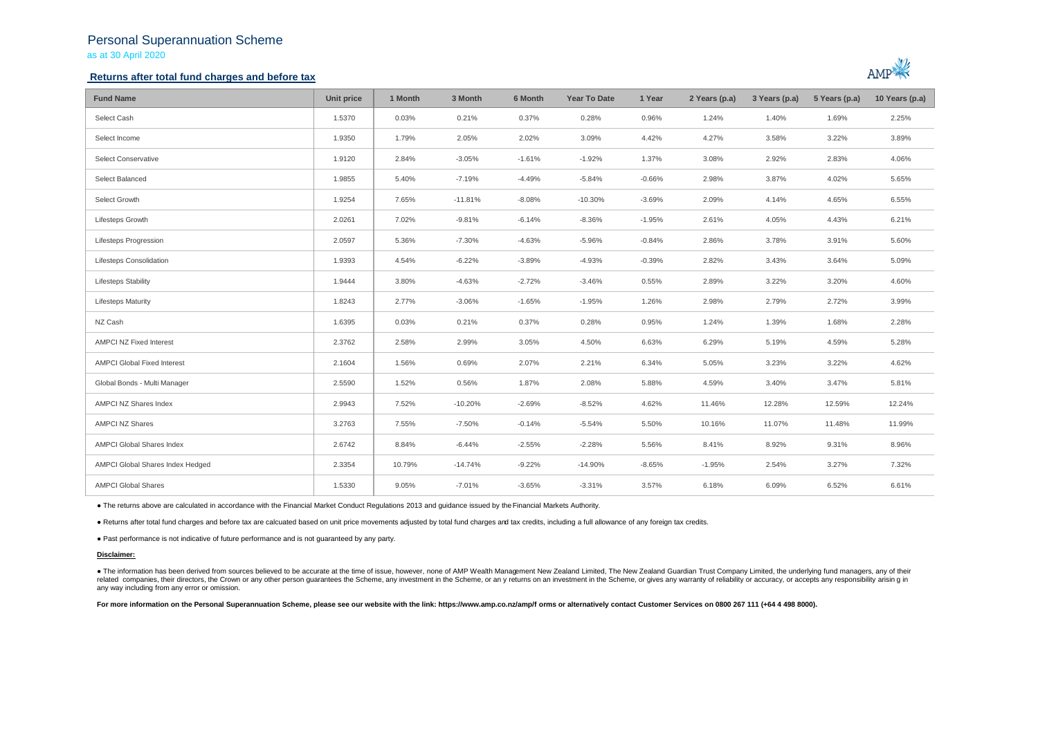# Personal Superannuation Scheme

as at 30 April 2020

## Returns after total fund charges and before tax

| Fund Name | Unit price | 1 Month | 3 Month | 6 Month | Year To Date | 1 Year | 2 Years (p.a) | 3 Years (p.a) | 5 Years (p.a) | 10 Years (p.a) |
|---|---|---|---|---|---|---|---|---|---|---|
| Select Cash | 1.5370 | 0.03% | 0.21% | 0.37% | 0.28% | 0.96% | 1.24% | 1.40% | 1.69% | 2.25% |
| Select Income | 1.9350 | 1.79% | 2.05% | 2.02% | 3.09% | 4.42% | 4.27% | 3.58% | 3.22% | 3.89% |
| Select Conservative | 1.9120 | 2.84% | -3.05% | -1.61% | -1.92% | 1.37% | 3.08% | 2.92% | 2.83% | 4.06% |
| Select Balanced | 1.9855 | 5.40% | -7.19% | -4.49% | -5.84% | -0.66% | 2.98% | 3.87% | 4.02% | 5.65% |
| Select Growth | 1.9254 | 7.65% | -11.81% | -8.08% | -10.30% | -3.69% | 2.09% | 4.14% | 4.65% | 6.55% |
| Lifesteps Growth | 2.0261 | 7.02% | -9.81% | -6.14% | -8.36% | -1.95% | 2.61% | 4.05% | 4.43% | 6.21% |
| Lifesteps Progression | 2.0597 | 5.36% | -7.30% | -4.63% | -5.96% | -0.84% | 2.86% | 3.78% | 3.91% | 5.60% |
| Lifesteps Consolidation | 1.9393 | 4.54% | -6.22% | -3.89% | -4.93% | -0.39% | 2.82% | 3.43% | 3.64% | 5.09% |
| Lifesteps Stability | 1.9444 | 3.80% | -4.63% | -2.72% | -3.46% | 0.55% | 2.89% | 3.22% | 3.20% | 4.60% |
| Lifesteps Maturity | 1.8243 | 2.77% | -3.06% | -1.65% | -1.95% | 1.26% | 2.98% | 2.79% | 2.72% | 3.99% |
| NZ Cash | 1.6395 | 0.03% | 0.21% | 0.37% | 0.28% | 0.95% | 1.24% | 1.39% | 1.68% | 2.28% |
| AMPCI NZ Fixed Interest | 2.3762 | 2.58% | 2.99% | 3.05% | 4.50% | 6.63% | 6.29% | 5.19% | 4.59% | 5.28% |
| AMPCI Global Fixed Interest | 2.1604 | 1.56% | 0.69% | 2.07% | 2.21% | 6.34% | 5.05% | 3.23% | 3.22% | 4.62% |
| Global Bonds - Multi Manager | 2.5590 | 1.52% | 0.56% | 1.87% | 2.08% | 5.88% | 4.59% | 3.40% | 3.47% | 5.81% |
| AMPCI NZ Shares Index | 2.9943 | 7.52% | -10.20% | -2.69% | -8.52% | 4.62% | 11.46% | 12.28% | 12.59% | 12.24% |
| AMPCI NZ Shares | 3.2763 | 7.55% | -7.50% | -0.14% | -5.54% | 5.50% | 10.16% | 11.07% | 11.48% | 11.99% |
| AMPCI Global Shares Index | 2.6742 | 8.84% | -6.44% | -2.55% | -2.28% | 5.56% | 8.41% | 8.92% | 9.31% | 8.96% |
| AMPCI Global Shares Index Hedged | 2.3354 | 10.79% | -14.74% | -9.22% | -14.90% | -8.65% | -1.95% | 2.54% | 3.27% | 7.32% |
| AMPCI Global Shares | 1.5330 | 9.05% | -7.01% | -3.65% | -3.31% | 3.57% | 6.18% | 6.09% | 6.52% | 6.61% |

- The returns above are calculated in accordance with the Financial Market Conduct Regulations 2013 and guidance issued by the Financial Markets Authority.
- Returns after total fund charges and before tax are calcuated based on unit price movements adjusted by total fund charges and tax credits, including a full allowance of any foreign tax credits.
- Past performance is not indicative of future performance and is not guaranteed by any party.

**Disclaimer:**

- The information has been derived from sources believed to be accurate at the time of issue, however, none of AMP Wealth Management New Zealand Limited, The New Zealand Guardian Trust Company Limited, the underlying fund managers, any of their related companies, their directors, the Crown or any other person guarantees the Scheme, any investment in the Scheme, or an y returns on an investment in the Scheme, or gives any warranty of reliability or accuracy, or accepts any responsibility arisin g in any way including from any error or omission.

**For more information on the Personal Superannuation Scheme, please see our website with the link: https://www.amp.co.nz/amp/f orms or alternatively contact Customer Services on 0800 267 111 (+64 4 498 8000).**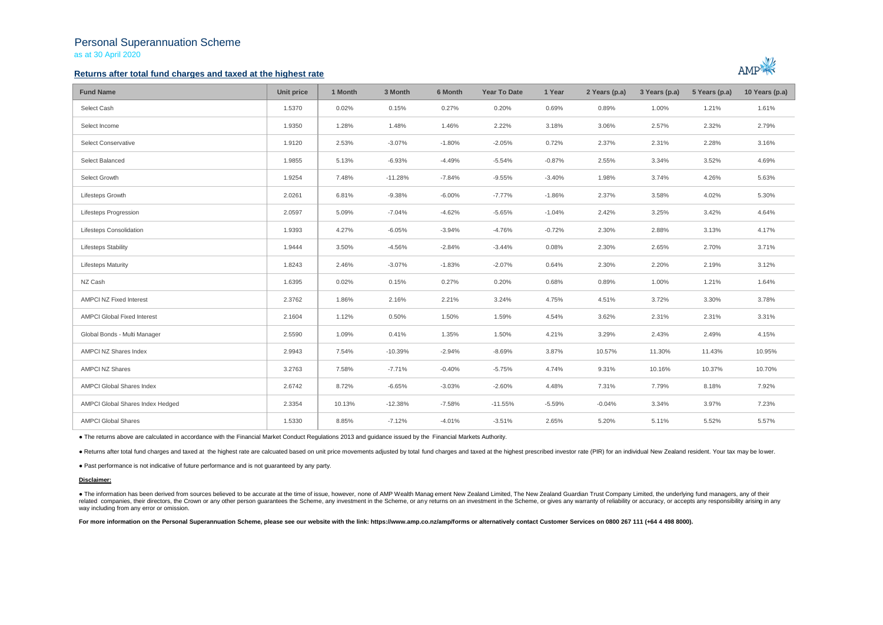# Personal Superannuation Scheme

as at 30 April 2020

## Returns after total fund charges and taxed at the highest rate

| Fund Name | Unit price | 1 Month | 3 Month | 6 Month | Year To Date | 1 Year | 2 Years (p.a) | 3 Years (p.a) | 5 Years (p.a) | 10 Years (p.a) |
|---|---|---|---|---|---|---|---|---|---|---|
| Select Cash | 1.5370 | 0.02% | 0.15% | 0.27% | 0.20% | 0.69% | 0.89% | 1.00% | 1.21% | 1.61% |
| Select Income | 1.9350 | 1.28% | 1.48% | 1.46% | 2.22% | 3.18% | 3.06% | 2.57% | 2.32% | 2.79% |
| Select Conservative | 1.9120 | 2.53% | -3.07% | -1.80% | -2.05% | 0.72% | 2.37% | 2.31% | 2.28% | 3.16% |
| Select Balanced | 1.9855 | 5.13% | -6.93% | -4.49% | -5.54% | -0.87% | 2.55% | 3.34% | 3.52% | 4.69% |
| Select Growth | 1.9254 | 7.48% | -11.28% | -7.84% | -9.55% | -3.40% | 1.98% | 3.74% | 4.26% | 5.63% |
| Lifesteps Growth | 2.0261 | 6.81% | -9.38% | -6.00% | -7.77% | -1.86% | 2.37% | 3.58% | 4.02% | 5.30% |
| Lifesteps Progression | 2.0597 | 5.09% | -7.04% | -4.62% | -5.65% | -1.04% | 2.42% | 3.25% | 3.42% | 4.64% |
| Lifesteps Consolidation | 1.9393 | 4.27% | -6.05% | -3.94% | -4.76% | -0.72% | 2.30% | 2.88% | 3.13% | 4.17% |
| Lifesteps Stability | 1.9444 | 3.50% | -4.56% | -2.84% | -3.44% | 0.08% | 2.30% | 2.65% | 2.70% | 3.71% |
| Lifesteps Maturity | 1.8243 | 2.46% | -3.07% | -1.83% | -2.07% | 0.64% | 2.30% | 2.20% | 2.19% | 3.12% |
| NZ Cash | 1.6395 | 0.02% | 0.15% | 0.27% | 0.20% | 0.68% | 0.89% | 1.00% | 1.21% | 1.64% |
| AMPCI NZ Fixed Interest | 2.3762 | 1.86% | 2.16% | 2.21% | 3.24% | 4.75% | 4.51% | 3.72% | 3.30% | 3.78% |
| AMPCI Global Fixed Interest | 2.1604 | 1.12% | 0.50% | 1.50% | 1.59% | 4.54% | 3.62% | 2.31% | 2.31% | 3.31% |
| Global Bonds - Multi Manager | 2.5590 | 1.09% | 0.41% | 1.35% | 1.50% | 4.21% | 3.29% | 2.43% | 2.49% | 4.15% |
| AMPCI NZ Shares Index | 2.9943 | 7.54% | -10.39% | -2.94% | -8.69% | 3.87% | 10.57% | 11.30% | 11.43% | 10.95% |
| AMPCI NZ Shares | 3.2763 | 7.58% | -7.71% | -0.40% | -5.75% | 4.74% | 9.31% | 10.16% | 10.37% | 10.70% |
| AMPCI Global Shares Index | 2.6742 | 8.72% | -6.65% | -3.03% | -2.60% | 4.48% | 7.31% | 7.79% | 8.18% | 7.92% |
| AMPCI Global Shares Index Hedged | 2.3354 | 10.13% | -12.38% | -7.58% | -11.55% | -5.59% | -0.04% | 3.34% | 3.97% | 7.23% |
| AMPCI Global Shares | 1.5330 | 8.85% | -7.12% | -4.01% | -3.51% | 2.65% | 5.20% | 5.11% | 5.52% | 5.57% |

● The returns above are calculated in accordance with the Financial Market Conduct Regulations 2013 and guidance issued by the Financial Markets Authority.

● Returns after total fund charges and taxed at the highest rate are calcuated based on unit price movements adjusted by total fund charges and taxed at the highest prescribed investor rate (PIR) for an individual New Zealand resident. Your tax may be lower.

● Past performance is not indicative of future performance and is not guaranteed by any party.

**Disclaimer:**

● The information has been derived from sources believed to be accurate at the time of issue, however, none of AMP Wealth Management New Zealand Limited, The New Zealand Guardian Trust Company Limited, the underlying fund managers, any of their related companies, their directors, the Crown or any other person guarantees the Scheme, any investment in the Scheme, or any returns on an investment in the Scheme, or gives any warranty of reliability or accuracy, or accepts any responsibility arising in any way including from any error or omission.

**For more information on the Personal Superannuation Scheme, please see our website with the link: https://www.amp.co.nz/amp/forms or alternatively contact Customer Services on 0800 267 111 (+64 4 498 8000).**